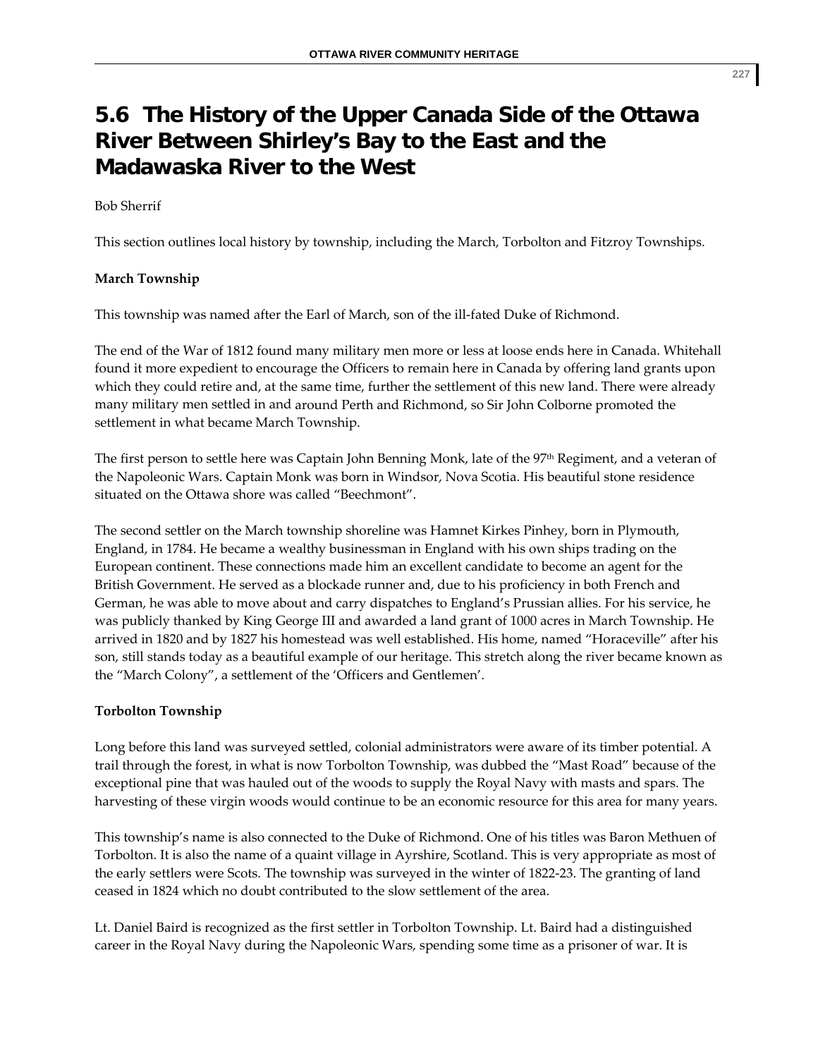# 5.6 The History of the Upper Canada Side of the Ottawa River Between Shirley's Bay to the East and the Madawaska River to the West

Bob Sherrif

This section outlines local history by township, including the March, Torbolton and Fitzroy Townships.

**March Township**

This township was named after the Earl of March, son of the ill-fated Duke of Richmond.

The end of the War of 1812 found many military men more or less at loose ends here in Canada. Whitehall found it more expedient to encourage the Officers to remain here in Canada by offering land grants upon which they could retire and, at the same time, further the settlement of this new land. There were already many military men settled in and around Perth and Richmond, so Sir John Colborne promoted the settlement in what became March Township.

The first person to settle here was Captain John Benning Monk, late of the 97th Regiment, and a veteran of the Napoleonic Wars. Captain Monk was born in Windsor, Nova Scotia. His beautiful stone residence situated on the Ottawa shore was called "Beechmont".

The second settler on the March township shoreline was Hamnet Kirkes Pinhey, born in Plymouth, England, in 1784. He became a wealthy businessman in England with his own ships trading on the European continent. These connections made him an excellent candidate to become an agent for the British Government. He served as a blockade runner and, due to his proficiency in both French and German, he was able to move about and carry dispatches to England's Prussian allies. For his service, he was publicly thanked by King George III and awarded a land grant of 1000 acres in March Township. He arrived in 1820 and by 1827 his homestead was well established. His home, named "Horaceville" after his son, still stands today as a beautiful example of our heritage. This stretch along the river became known as the "March Colony", a settlement of the 'Officers and Gentlemen'.

**Torbolton Township**

Long before this land was surveyed settled, colonial administrators were aware of its timber potential. A trail through the forest, in what is now Torbolton Township, was dubbed the "Mast Road" because of the exceptional pine that was hauled out of the woods to supply the Royal Navy with masts and spars. The harvesting of these virgin woods would continue to be an economic resource for this area for many years.

This township's name is also connected to the Duke of Richmond. One of his titles was Baron Methuen of Torbolton. It is also the name of a quaint village in Ayrshire, Scotland. This is very appropriate as most of the early settlers were Scots. The township was surveyed in the winter of 1822-23. The granting of land ceased in 1824 which no doubt contributed to the slow settlement of the area.

Lt. Daniel Baird is recognized as the first settler in Torbolton Township. Lt. Baird had a distinguished career in the Royal Navy during the Napoleonic Wars, spending some time as a prisoner of war. It is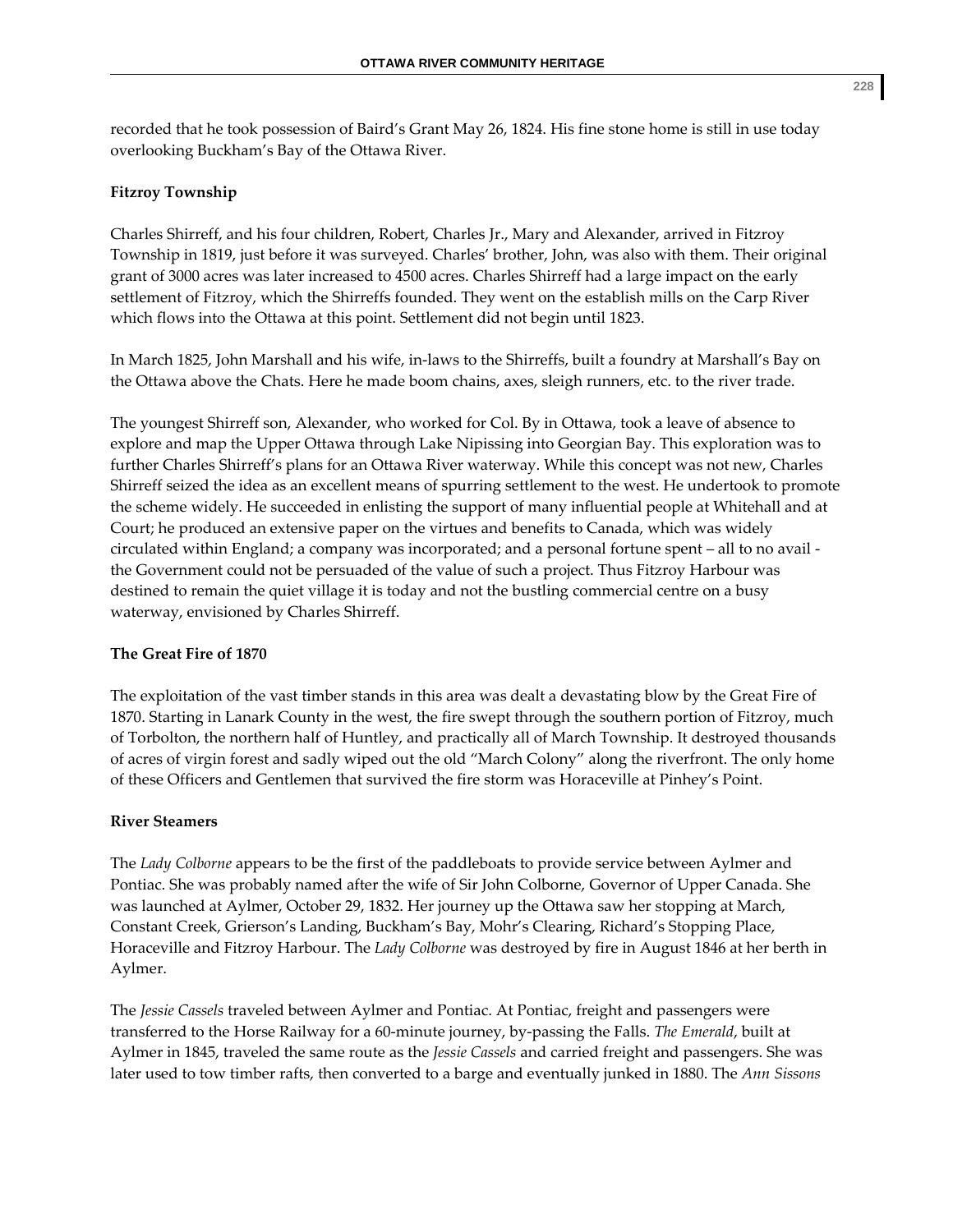recorded that he took possession of Baird's Grant May 26, 1824. His fine stone home is still in use today overlooking Buckham's Bay of the Ottawa River.

### Fitzroy Township

Charles Shirreff, and his four children, Robert, Charles Jr., Mary and Alexander, arrived in Fitzroy Township in 1819, just before it was surveyed. Charles' brother, John, was also with them. Their original grant of 3000 acres was later increased to 4500 acres. Charles Shirreff had a large impact on the early settlement of Fitzroy, which the Shirreffs founded. They went on the establish mills on the Carp River which flows into the Ottawa at this point. Settlement did not begin until 1823.

In March 1825, John Marshall and his wife, in-laws to the Shirreffs, built a foundry at Marshall's Bay on the Ottawa above the Chats. Here he made boom chains, axes, sleigh runners, etc. to the river trade.

The youngest Shirreff son, Alexander, who worked for Col. By in Ottawa, took a leave of absence to explore and map the Upper Ottawa through Lake Nipissing into Georgian Bay. This exploration was to further Charles Shirreff's plans for an Ottawa River waterway. While this concept was not new, Charles Shirreff seized the idea as an excellent means of spurring settlement to the west. He undertook to promote the scheme widely. He succeeded in enlisting the support of many influential people at Whitehall and at Court; he produced an extensive paper on the virtues and benefits to Canada, which was widely circulated within England; a company was incorporated; and a personal fortune spent – all to no avail - the Government could not be persuaded of the value of such a project. Thus Fitzroy Harbour was destined to remain the quiet village it is today and not the bustling commercial centre on a busy waterway, envisioned by Charles Shirreff.

### The Great Fire of 1870

The exploitation of the vast timber stands in this area was dealt a devastating blow by the Great Fire of 1870. Starting in Lanark County in the west, the fire swept through the southern portion of Fitzroy, much of Torbolton, the northern half of Huntley, and practically all of March Township. It destroyed thousands of acres of virgin forest and sadly wiped out the old "March Colony" along the riverfront. The only home of these Officers and Gentlemen that survived the fire storm was Horaceville at Pinhey's Point.

### River Steamers

The *Lady Colborne* appears to be the first of the paddleboats to provide service between Aylmer and Pontiac. She was probably named after the wife of Sir John Colborne, Governor of Upper Canada. She was launched at Aylmer, October 29, 1832. Her journey up the Ottawa saw her stopping at March, Constant Creek, Grierson's Landing, Buckham's Bay, Mohr's Clearing, Richard's Stopping Place, Horaceville and Fitzroy Harbour. The *Lady Colborne* was destroyed by fire in August 1846 at her berth in Aylmer.

The *Jessie Cassels* traveled between Aylmer and Pontiac. At Pontiac, freight and passengers were transferred to the Horse Railway for a 60-minute journey, by-passing the Falls. *The Emerald*, built at Aylmer in 1845, traveled the same route as the *Jessie Cassels* and carried freight and passengers. She was later used to tow timber rafts, then converted to a barge and eventually junked in 1880. The *Ann Sissons*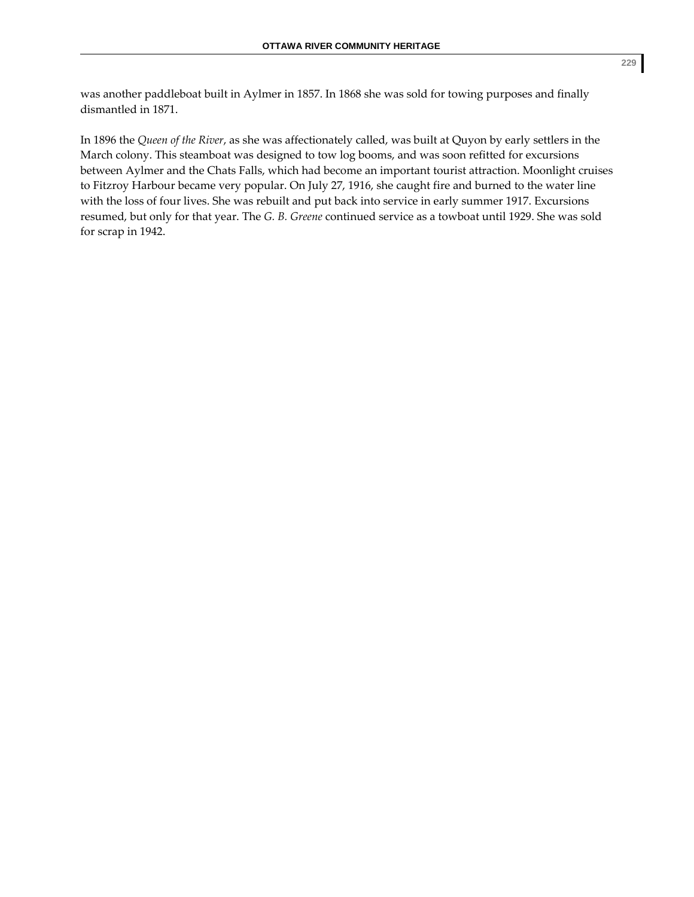was another paddleboat built in Aylmer in 1857. In 1868 she was sold for towing purposes and finally dismantled in 1871.

In 1896 the *Queen of the River*, as she was affectionately called, was built at Quyon by early settlers in the March colony. This steamboat was designed to tow log booms, and was soon refitted for excursions between Aylmer and the Chats Falls, which had become an important tourist attraction. Moonlight cruises to Fitzroy Harbour became very popular. On July 27, 1916, she caught fire and burned to the water line with the loss of four lives. She was rebuilt and put back into service in early summer 1917. Excursions resumed, but only for that year. The *G. B. Greene* continued service as a towboat until 1929. She was sold for scrap in 1942.